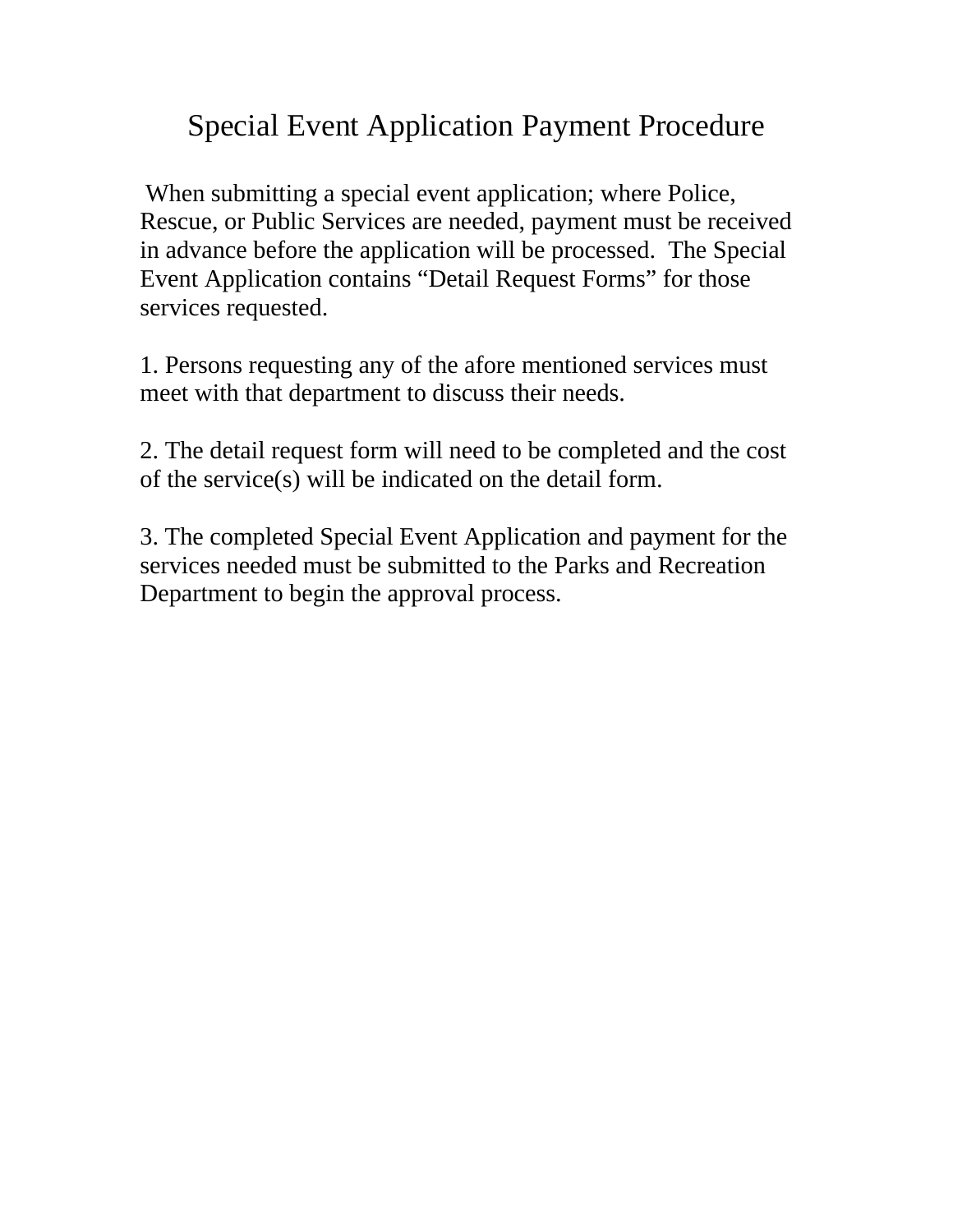# Special Event Application Payment Procedure

When submitting a special event application; where Police, Rescue, or Public Services are needed, payment must be received in advance before the application will be processed. The Special Event Application contains "Detail Request Forms" for those services requested.

1. Persons requesting any of the afore mentioned services must meet with that department to discuss their needs.

2. The detail request form will need to be completed and the cost of the service(s) will be indicated on the detail form.

3. The completed Special Event Application and payment for the services needed must be submitted to the Parks and Recreation Department to begin the approval process.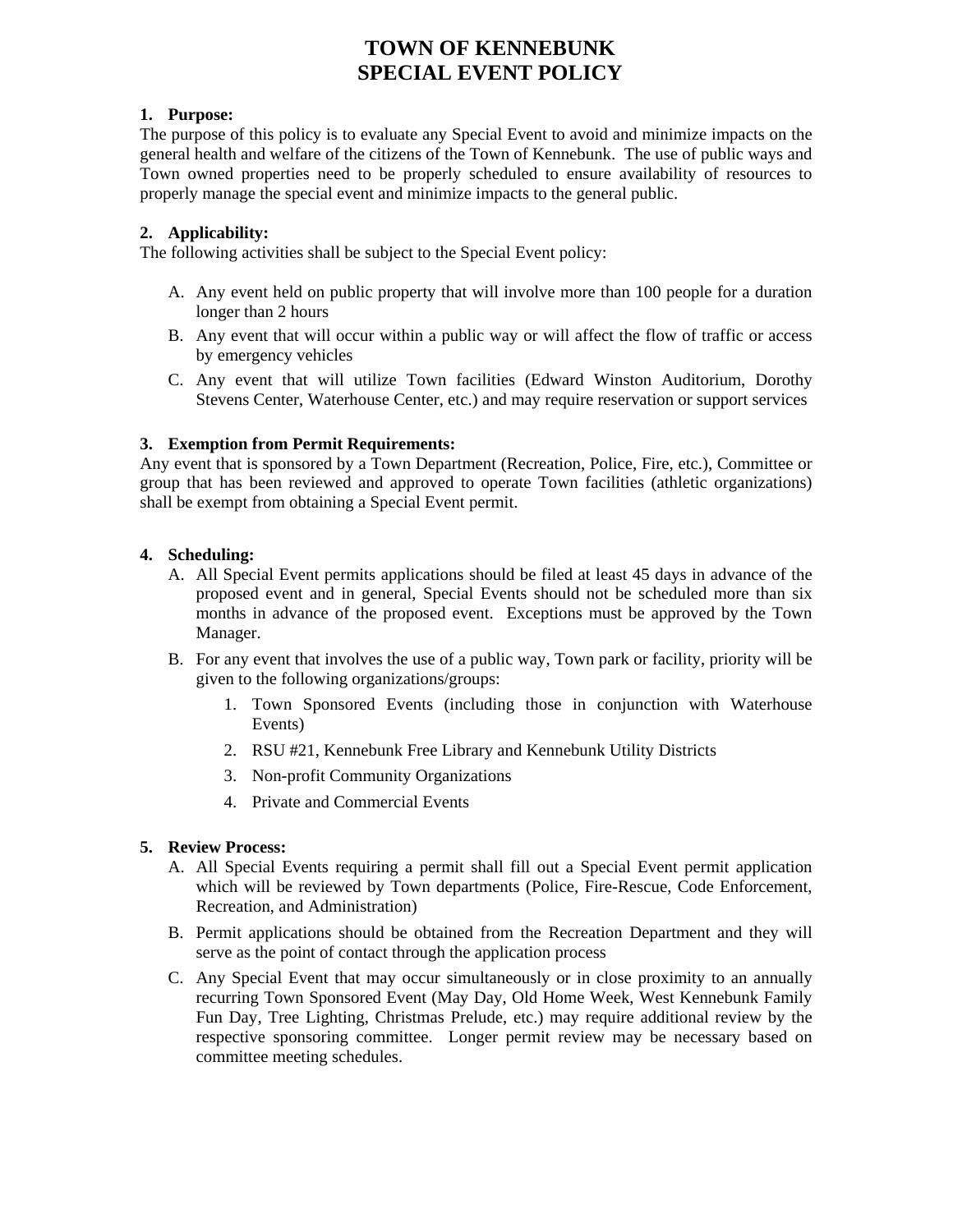# TOWN OF KENNEBUNK
# SPECIAL EVENT POLICY

**1. Purpose:**

The purpose of this policy is to evaluate any Special Event to avoid and minimize impacts on the general health and welfare of the citizens of the Town of Kennebunk. The use of public ways and Town owned properties need to be properly scheduled to ensure availability of resources to properly manage the special event and minimize impacts to the general public.

**2. Applicability:**

The following activities shall be subject to the Special Event policy:

A. Any event held on public property that will involve more than 100 people for a duration longer than 2 hours

B. Any event that will occur within a public way or will affect the flow of traffic or access by emergency vehicles

C. Any event that will utilize Town facilities (Edward Winston Auditorium, Dorothy Stevens Center, Waterhouse Center, etc.) and may require reservation or support services

**3. Exemption from Permit Requirements:**

Any event that is sponsored by a Town Department (Recreation, Police, Fire, etc.), Committee or group that has been reviewed and approved to operate Town facilities (athletic organizations) shall be exempt from obtaining a Special Event permit.

**4. Scheduling:**

A. All Special Event permits applications should be filed at least 45 days in advance of the proposed event and in general, Special Events should not be scheduled more than six months in advance of the proposed event. Exceptions must be approved by the Town Manager.

B. For any event that involves the use of a public way, Town park or facility, priority will be given to the following organizations/groups:

   1. Town Sponsored Events (including those in conjunction with Waterhouse Events)
   2. RSU #21, Kennebunk Free Library and Kennebunk Utility Districts
   3. Non-profit Community Organizations
   4. Private and Commercial Events

**5. Review Process:**

A. All Special Events requiring a permit shall fill out a Special Event permit application which will be reviewed by Town departments (Police, Fire-Rescue, Code Enforcement, Recreation, and Administration)

B. Permit applications should be obtained from the Recreation Department and they will serve as the point of contact through the application process

C. Any Special Event that may occur simultaneously or in close proximity to an annually recurring Town Sponsored Event (May Day, Old Home Week, West Kennebunk Family Fun Day, Tree Lighting, Christmas Prelude, etc.) may require additional review by the respective sponsoring committee. Longer permit review may be necessary based on committee meeting schedules.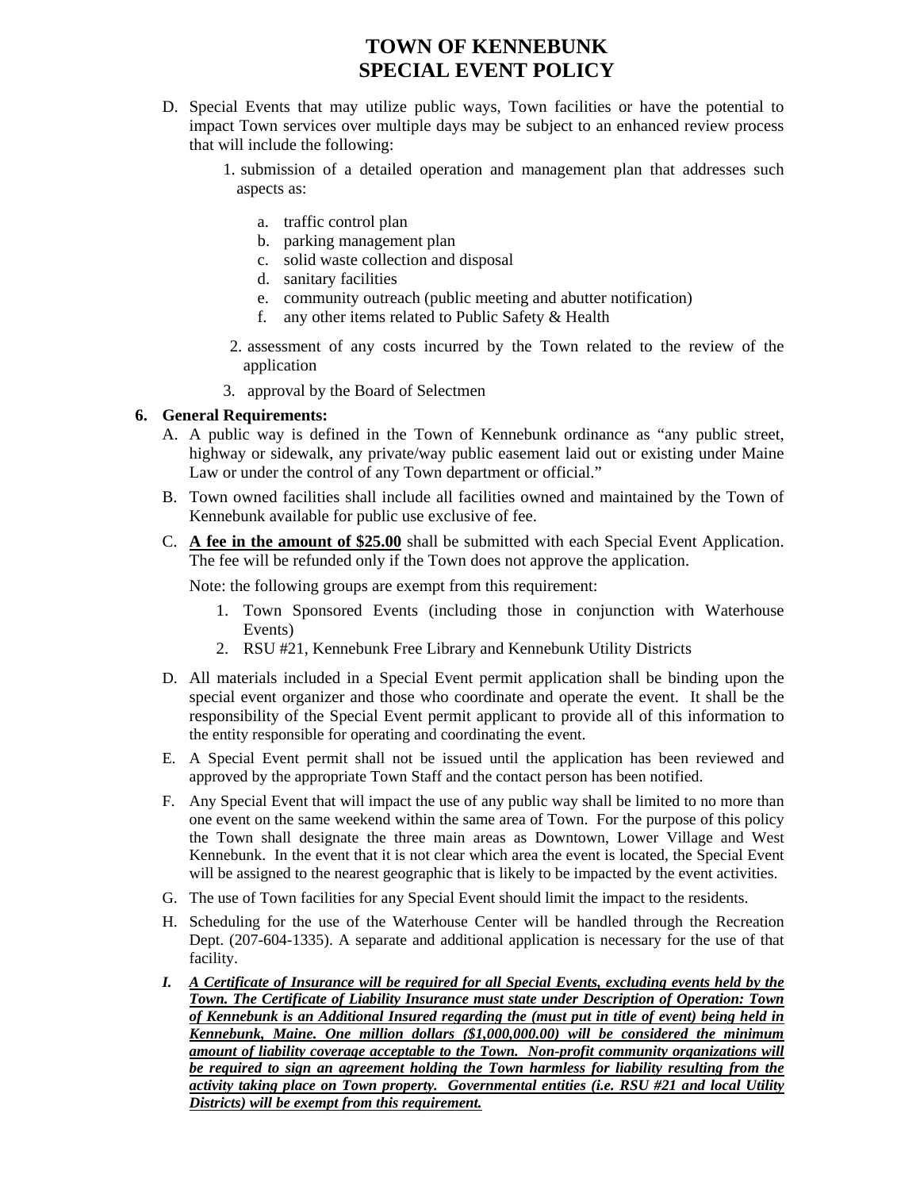# TOWN OF KENNEBUNK
# SPECIAL EVENT POLICY

D. Special Events that may utilize public ways, Town facilities or have the potential to impact Town services over multiple days may be subject to an enhanced review process that will include the following:

   1. submission of a detailed operation and management plan that addresses such aspects as:

      a. traffic control plan
      b. parking management plan
      c. solid waste collection and disposal
      d. sanitary facilities
      e. community outreach (public meeting and abutter notification)
      f. any other items related to Public Safety & Health

   2. assessment of any costs incurred by the Town related to the review of the application

   3. approval by the Board of Selectmen

**6. General Requirements:**

A. A public way is defined in the Town of Kennebunk ordinance as "any public street, highway or sidewalk, any private/way public easement laid out or existing under Maine Law or under the control of any Town department or official."

B. Town owned facilities shall include all facilities owned and maintained by the Town of Kennebunk available for public use exclusive of fee.

C. **<u>A fee in the amount of $25.00</u>** shall be submitted with each Special Event Application. The fee will be refunded only if the Town does not approve the application.

   Note: the following groups are exempt from this requirement:

   1. Town Sponsored Events (including those in conjunction with Waterhouse Events)
   2. RSU #21, Kennebunk Free Library and Kennebunk Utility Districts

D. All materials included in a Special Event permit application shall be binding upon the special event organizer and those who coordinate and operate the event. It shall be the responsibility of the Special Event permit applicant to provide all of this information to the entity responsible for operating and coordinating the event.

E. A Special Event permit shall not be issued until the application has been reviewed and approved by the appropriate Town Staff and the contact person has been notified.

F. Any Special Event that will impact the use of any public way shall be limited to no more than one event on the same weekend within the same area of Town. For the purpose of this policy the Town shall designate the three main areas as Downtown, Lower Village and West Kennebunk. In the event that it is not clear which area the event is located, the Special Event will be assigned to the nearest geographic that is likely to be impacted by the event activities.

G. The use of Town facilities for any Special Event should limit the impact to the residents.

H. Scheduling for the use of the Waterhouse Center will be handled through the Recreation Dept. (207-604-1335). A separate and additional application is necessary for the use of that facility.

***I. <u>A Certificate of Insurance will be required for all Special Events, excluding events held by the Town. The Certificate of Liability Insurance must state under Description of Operation: Town of Kennebunk is an Additional Insured regarding the (must put in title of event) being held in Kennebunk, Maine. One million dollars ($1,000,000.00) will be considered the minimum amount of liability coverage acceptable to the Town. Non-profit community organizations will be required to sign an agreement holding the Town harmless for liability resulting from the activity taking place on Town property. Governmental entities (i.e. RSU #21 and local Utility Districts) will be exempt from this requirement.</u>***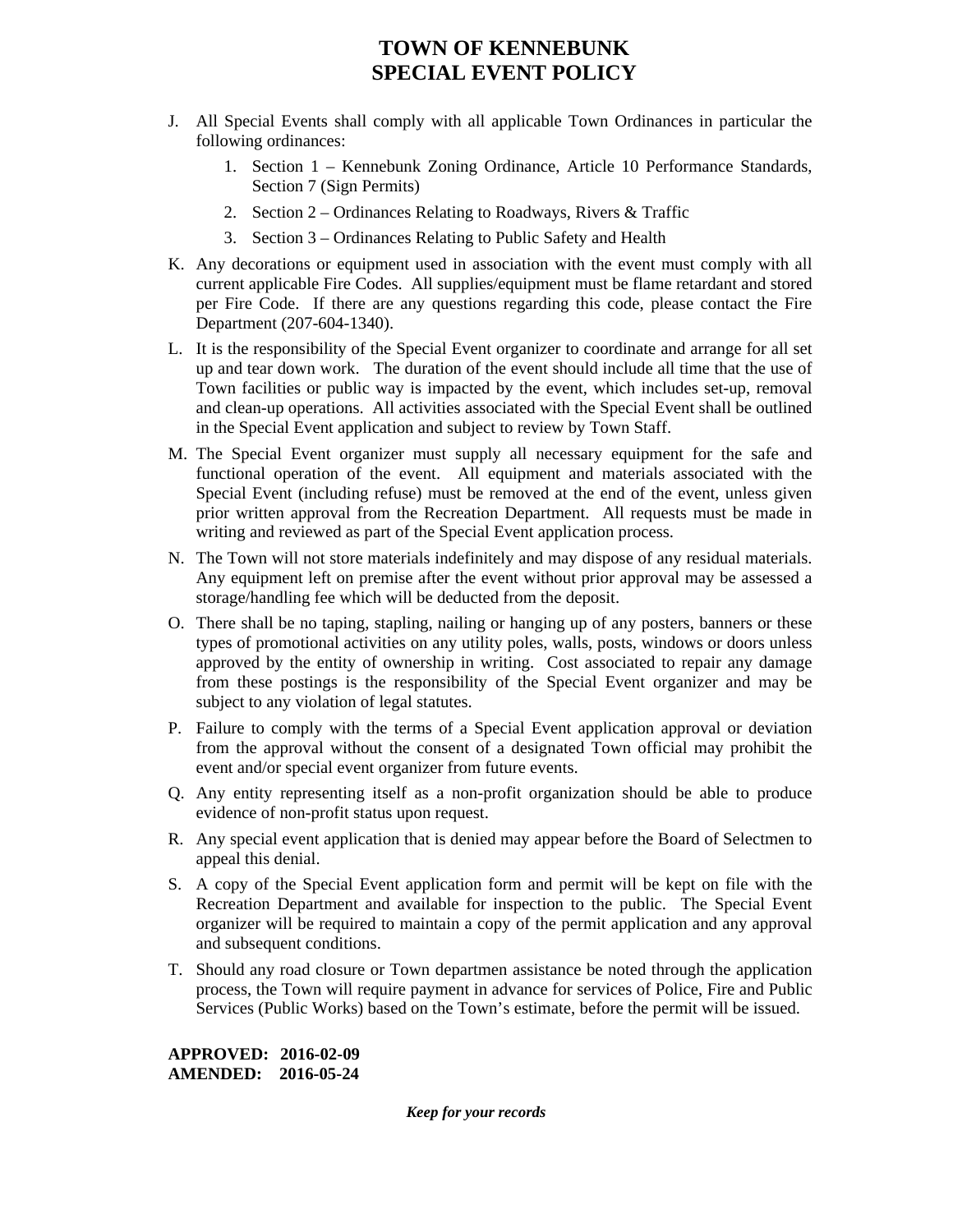# TOWN OF KENNEBUNK
# SPECIAL EVENT POLICY

J. All Special Events shall comply with all applicable Town Ordinances in particular the following ordinances:
   1. Section 1 – Kennebunk Zoning Ordinance, Article 10 Performance Standards, Section 7 (Sign Permits)
   2. Section 2 – Ordinances Relating to Roadways, Rivers & Traffic
   3. Section 3 – Ordinances Relating to Public Safety and Health

K. Any decorations or equipment used in association with the event must comply with all current applicable Fire Codes. All supplies/equipment must be flame retardant and stored per Fire Code. If there are any questions regarding this code, please contact the Fire Department (207-604-1340).

L. It is the responsibility of the Special Event organizer to coordinate and arrange for all set up and tear down work. The duration of the event should include all time that the use of Town facilities or public way is impacted by the event, which includes set-up, removal and clean-up operations. All activities associated with the Special Event shall be outlined in the Special Event application and subject to review by Town Staff.

M. The Special Event organizer must supply all necessary equipment for the safe and functional operation of the event. All equipment and materials associated with the Special Event (including refuse) must be removed at the end of the event, unless given prior written approval from the Recreation Department. All requests must be made in writing and reviewed as part of the Special Event application process.

N. The Town will not store materials indefinitely and may dispose of any residual materials. Any equipment left on premise after the event without prior approval may be assessed a storage/handling fee which will be deducted from the deposit.

O. There shall be no taping, stapling, nailing or hanging up of any posters, banners or these types of promotional activities on any utility poles, walls, posts, windows or doors unless approved by the entity of ownership in writing. Cost associated to repair any damage from these postings is the responsibility of the Special Event organizer and may be subject to any violation of legal statutes.

P. Failure to comply with the terms of a Special Event application approval or deviation from the approval without the consent of a designated Town official may prohibit the event and/or special event organizer from future events.

Q. Any entity representing itself as a non-profit organization should be able to produce evidence of non-profit status upon request.

R. Any special event application that is denied may appear before the Board of Selectmen to appeal this denial.

S. A copy of the Special Event application form and permit will be kept on file with the Recreation Department and available for inspection to the public. The Special Event organizer will be required to maintain a copy of the permit application and any approval and subsequent conditions.

T. Should any road closure or Town departmen assistance be noted through the application process, the Town will require payment in advance for services of Police, Fire and Public Services (Public Works) based on the Town's estimate, before the permit will be issued.

**APPROVED: 2016-02-09**
**AMENDED: 2016-05-24**

***Keep for your records***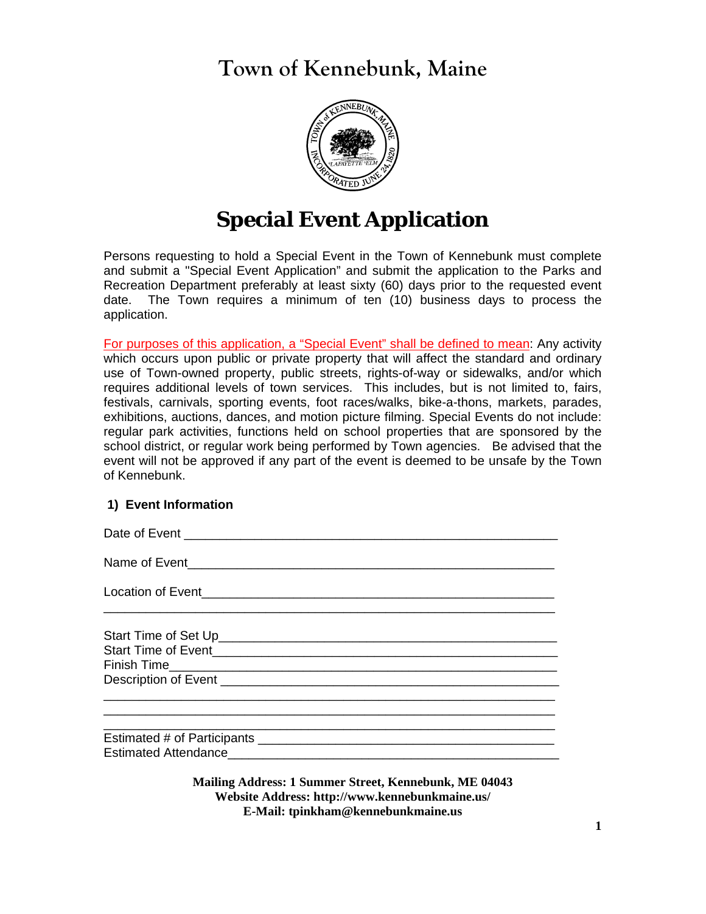# Town of Kennebunk, Maine

# Special Event Application

Persons requesting to hold a Special Event in the Town of Kennebunk must complete and submit a "Special Event Application" and submit the application to the Parks and Recreation Department preferably at least sixty (60) days prior to the requested event date. The Town requires a minimum of ten (10) business days to process the application.

For purposes of this application, a "Special Event" shall be defined to mean: Any activity which occurs upon public or private property that will affect the standard and ordinary use of Town-owned property, public streets, rights-of-way or sidewalks, and/or which requires additional levels of town services. This includes, but is not limited to, fairs, festivals, carnivals, sporting events, foot races/walks, bike-a-thons, markets, parades, exhibitions, auctions, dances, and motion picture filming. Special Events do not include: regular park activities, functions held on school properties that are sponsored by the school district, or regular work being performed by Town agencies. Be advised that the event will not be approved if any part of the event is deemed to be unsafe by the Town of Kennebunk.

### 1) Event Information

Date of Event ______________________________________________________

Name of Event______________________________________________________

Location of Event____________________________________________________

___________________________________________________________________

Start Time of Set Up__________________________________________________

Start Time of Event___________________________________________________

Finish Time_________________________________________________________

Description of Event __________________________________________________

___________________________________________________________________

___________________________________________________________________

___________________________________________________________________

Estimated # of Participants ____________________________________________

Estimated Attendance_________________________________________________

**Mailing Address: 1 Summer Street, Kennebunk, ME 04043**
**Website Address: http://www.kennebunkmaine.us/**
**E-Mail: tpinkham@kennebunkmaine.us**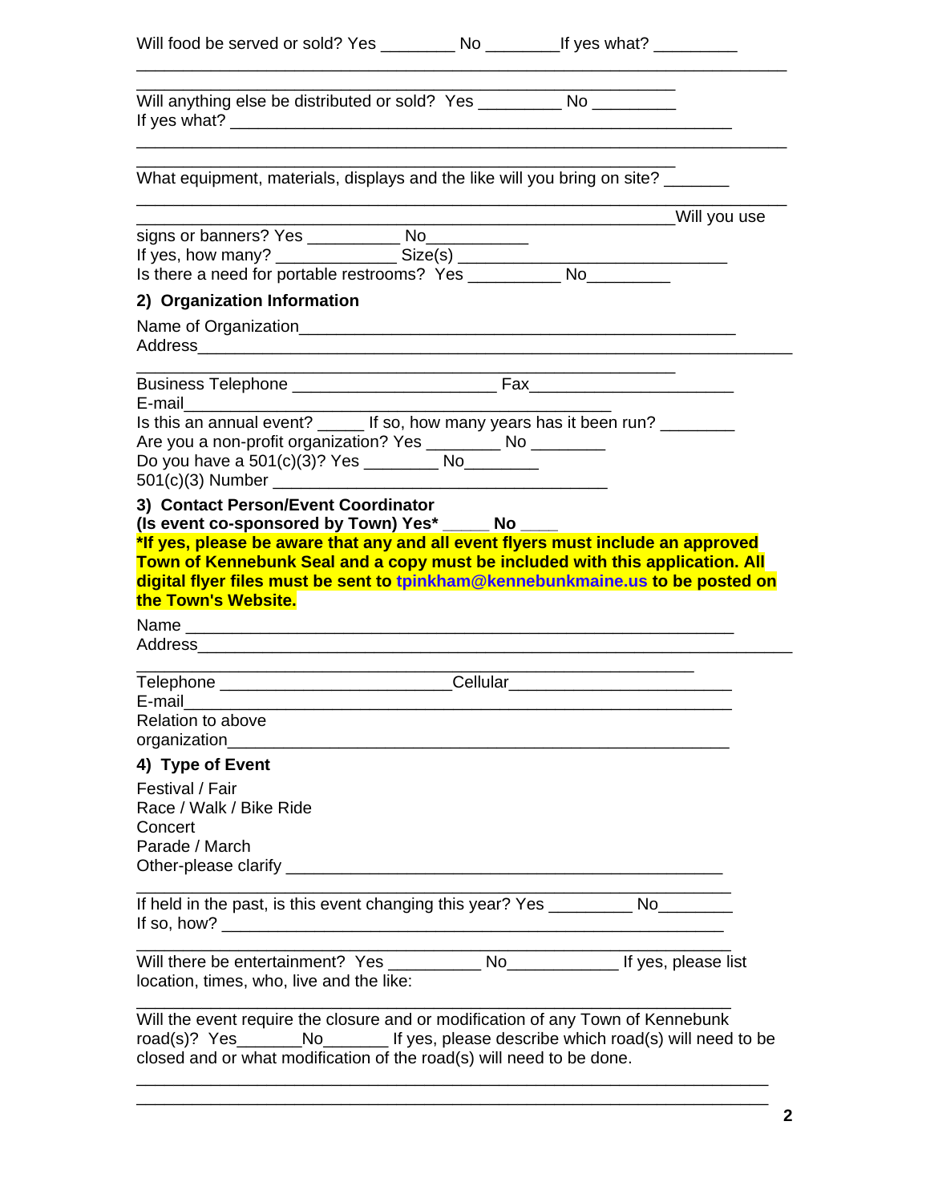Will food be served or sold? Yes ________ No ________If yes what? _________

______________________________________________________________________

__________________________________________________________

Will anything else be distributed or sold? Yes _________ No _________
If yes what? ______________________________________________________

______________________________________________________________________

__________________________________________________________

What equipment, materials, displays and the like will you bring on site? _______

______________________________________________________________________

__________________________________________________________Will you use signs or banners? Yes __________ No___________
If yes, how many? _____________ Size(s) ______________________________
Is there a need for portable restrooms? Yes __________ No_________

## 2) Organization Information

Name of Organization_______________________________________________
Address_________________________________________________________________

__________________________________________________________

Business Telephone ______________________ Fax______________________
E-mail______________________________________________
Is this an annual event? _____ If so, how many years has it been run? ________
Are you a non-profit organization? Yes ________ No ________
Do you have a 501(c)(3)? Yes ________ No________
501(c)(3) Number ____________________________________

## 3) Contact Person/Event Coordinator

**(Is event co-sponsored by Town) Yes* _____ No ____**

**\*If yes, please be aware that any and all event flyers must include an approved Town of Kennebunk Seal and a copy must be included with this application. All digital flyer files must be sent to tpinkham@kennebunkmaine.us to be posted on the Town's Website.**

Name ___________________________________________________________
Address_________________________________________________________________

____________________________________________________________

Telephone _________________________Cellular________________________
E-mail__________________________________________________________
Relation to above organization______________________________________________________

## 4) Type of Event

Festival / Fair
Race / Walk / Bike Ride
Concert
Parade / March
Other-please clarify _______________________________________________

_________________________________________________________________

If held in the past, is this event changing this year? Yes _________ No________
If so, how? _______________________________________________________

_________________________________________________________________

Will there be entertainment? Yes __________ No____________ If yes, please list location, times, who, live and the like:

_________________________________________________________________

Will the event require the closure and or modification of any Town of Kennebunk road(s)? Yes_______No_______ If yes, please describe which road(s) will need to be closed and or what modification of the road(s) will need to be done.

_____________________________________________________________________

_____________________________________________________________________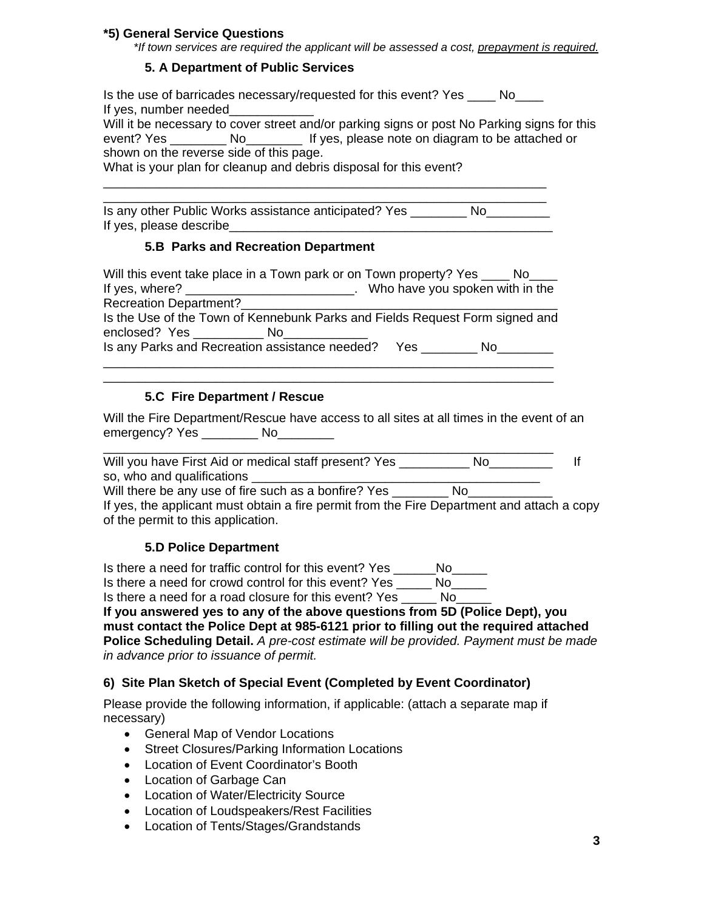**\*5) General Service Questions**

*\*If town services are required the applicant will be assessed a cost, prepayment is required.*

### 5. A Department of Public Services

Is the use of barricades necessary/requested for this event? Yes ____ No____
If yes, number needed____________
Will it be necessary to cover street and/or parking signs or post No Parking signs for this event? Yes ________ No________ If yes, please note on diagram to be attached or shown on the reverse side of this page.
What is your plan for cleanup and debris disposal for this event?

_________________________________________________________________

_________________________________________________________________

Is any other Public Works assistance anticipated? Yes ________ No_________
If yes, please describe_________________________________________________

### 5.B Parks and Recreation Department

Will this event take place in a Town park or on Town property? Yes ____ No____
If yes, where? ________________________. Who have you spoken with in the Recreation Department?____________________________________________
Is the Use of the Town of Kennebunk Parks and Fields Request Form signed and enclosed? Yes __________ No____________
Is any Parks and Recreation assistance needed? Yes ________ No________

_________________________________________________________________

_________________________________________________________________

### 5.C Fire Department / Rescue

Will the Fire Department/Rescue have access to all sites at all times in the event of an emergency? Yes ________ No________

_________________________________________________________________

Will you have First Aid or medical staff present? Yes __________ No_________ If so, who and qualifications __________________________________________
Will there be any use of fire such as a bonfire? Yes ________ No____________
If yes, the applicant must obtain a fire permit from the Fire Department and attach a copy of the permit to this application.

### 5.D Police Department

Is there a need for traffic control for this event? Yes ______No_____
Is there a need for crowd control for this event? Yes _____ No_____
Is there a need for a road closure for this event? Yes _____ No_____
**If you answered yes to any of the above questions from 5D (Police Dept), you must contact the Police Dept at 985-6121 prior to filling out the required attached Police Scheduling Detail.** *A pre-cost estimate will be provided. Payment must be made in advance prior to issuance of permit.*

**6) Site Plan Sketch of Special Event (Completed by Event Coordinator)**

Please provide the following information, if applicable: (attach a separate map if necessary)

- General Map of Vendor Locations
- Street Closures/Parking Information Locations
- Location of Event Coordinator's Booth
- Location of Garbage Can
- Location of Water/Electricity Source
- Location of Loudspeakers/Rest Facilities
- Location of Tents/Stages/Grandstands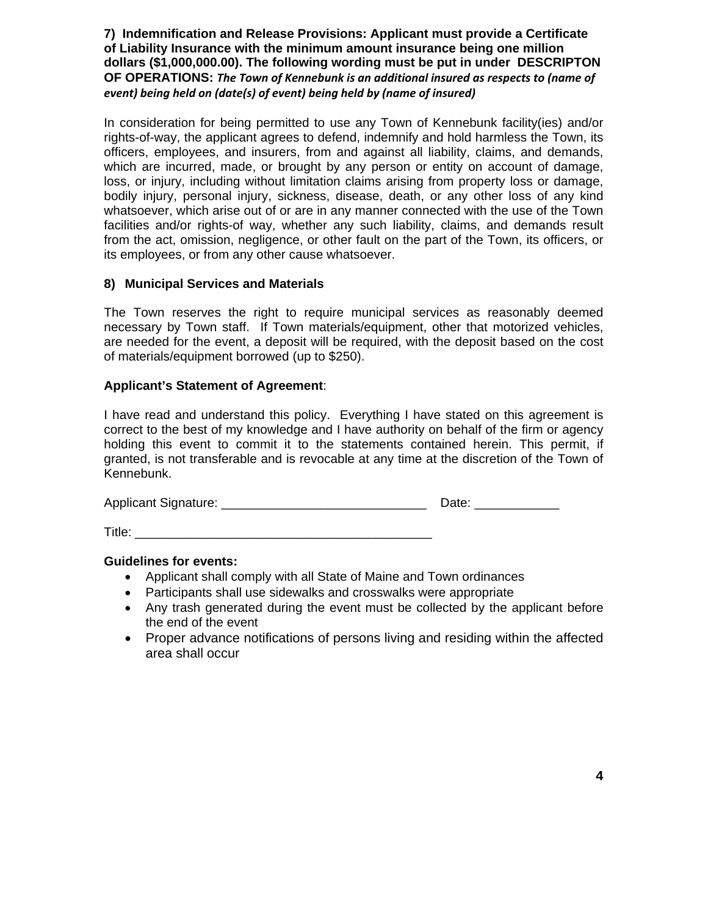**7) Indemnification and Release Provisions: Applicant must provide a Certificate of Liability Insurance with the minimum amount insurance being one million dollars ($1,000,000.00). The following wording must be put in under DESCRIPTON OF OPERATIONS:** ***The Town of Kennebunk is an additional insured as respects to (name of event) being held on (date(s) of event) being held by (name of insured)***

In consideration for being permitted to use any Town of Kennebunk facility(ies) and/or rights-of-way, the applicant agrees to defend, indemnify and hold harmless the Town, its officers, employees, and insurers, from and against all liability, claims, and demands, which are incurred, made, or brought by any person or entity on account of damage, loss, or injury, including without limitation claims arising from property loss or damage, bodily injury, personal injury, sickness, disease, death, or any other loss of any kind whatsoever, which arise out of or are in any manner connected with the use of the Town facilities and/or rights-of way, whether any such liability, claims, and demands result from the act, omission, negligence, or other fault on the part of the Town, its officers, or its employees, or from any other cause whatsoever.

**8) Municipal Services and Materials**

The Town reserves the right to require municipal services as reasonably deemed necessary by Town staff. If Town materials/equipment, other that motorized vehicles, are needed for the event, a deposit will be required, with the deposit based on the cost of materials/equipment borrowed (up to $250).

**Applicant's Statement of Agreement**:

I have read and understand this policy. Everything I have stated on this agreement is correct to the best of my knowledge and I have authority on behalf of the firm or agency holding this event to commit it to the statements contained herein. This permit, if granted, is not transferable and is revocable at any time at the discretion of the Town of Kennebunk.

Applicant Signature: _____________________________ Date: ____________

Title: __________________________________________

**Guidelines for events:**

- Applicant shall comply with all State of Maine and Town ordinances
- Participants shall use sidewalks and crosswalks were appropriate
- Any trash generated during the event must be collected by the applicant before the end of the event
- Proper advance notifications of persons living and residing within the affected area shall occur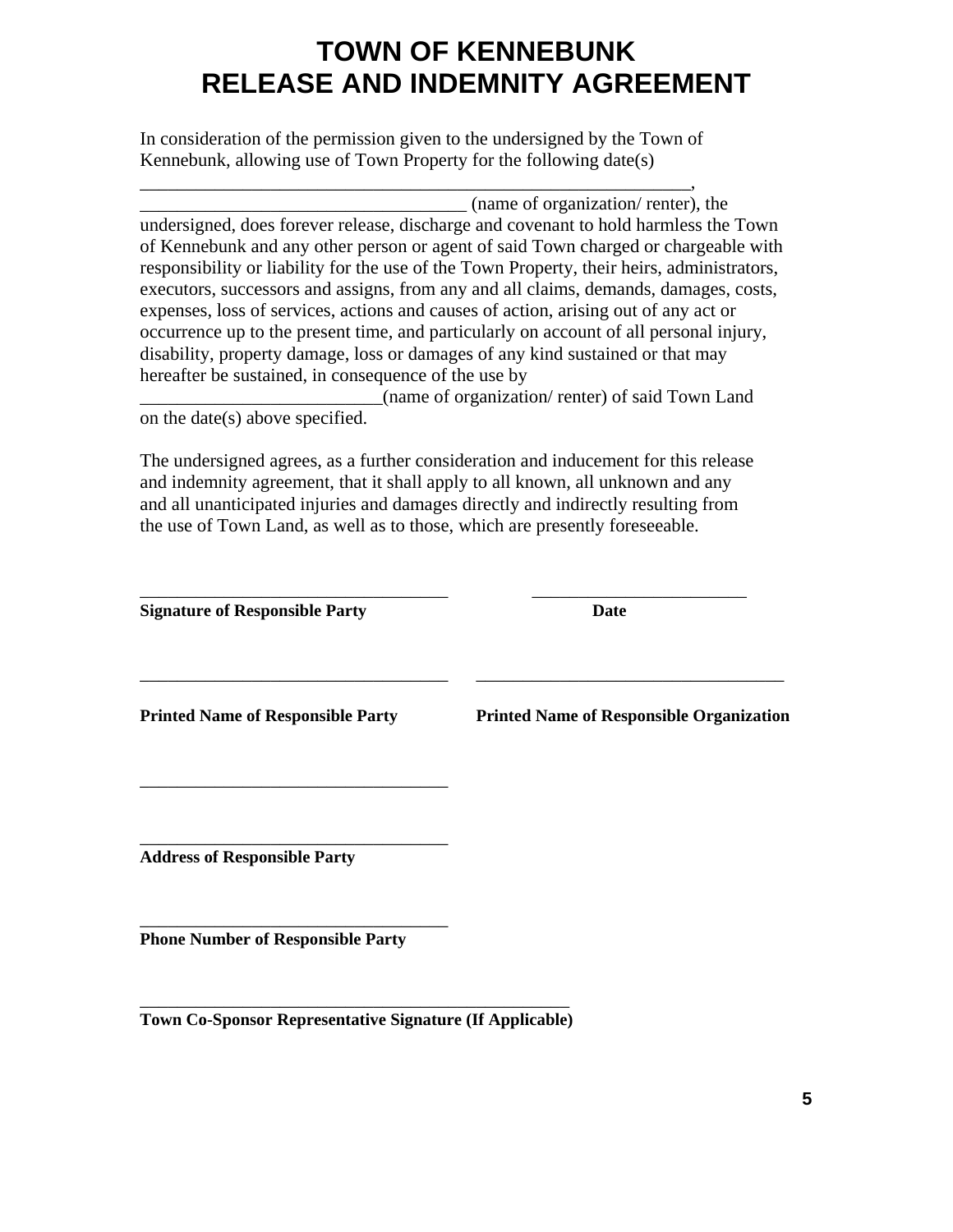# TOWN OF KENNEBUNK
# RELEASE AND INDEMNITY AGREEMENT

In consideration of the permission given to the undersigned by the Town of Kennebunk, allowing use of Town Property for the following date(s) ______________________________________________________________, ____________________________________ (name of organization/ renter), the undersigned, does forever release, discharge and covenant to hold harmless the Town of Kennebunk and any other person or agent of said Town charged or chargeable with responsibility or liability for the use of the Town Property, their heirs, administrators, executors, successors and assigns, from any and all claims, demands, damages, costs, expenses, loss of services, actions and causes of action, arising out of any act or occurrence up to the present time, and particularly on account of all personal injury, disability, property damage, loss or damages of any kind sustained or that may hereafter be sustained, in consequence of the use by __________________________(name of organization/ renter) of said Town Land on the date(s) above specified.

The undersigned agrees, as a further consideration and inducement for this release and indemnity agreement, that it shall apply to all known, all unknown and any and all unanticipated injuries and damages directly and indirectly resulting from the use of Town Land, as well as to those, which are presently foreseeable.

__________________________________ &nbsp;&nbsp;&nbsp;&nbsp; ________________________
**Signature of Responsible Party** &nbsp;&nbsp;&nbsp;&nbsp; **Date**

__________________________________ &nbsp;&nbsp;&nbsp;&nbsp; __________________________________
**Printed Name of Responsible Party** &nbsp;&nbsp;&nbsp;&nbsp; **Printed Name of Responsible Organization**

__________________________________

__________________________________
**Address of Responsible Party**

__________________________________
**Phone Number of Responsible Party**

______________________________________________
**Town Co-Sponsor Representative Signature (If Applicable)**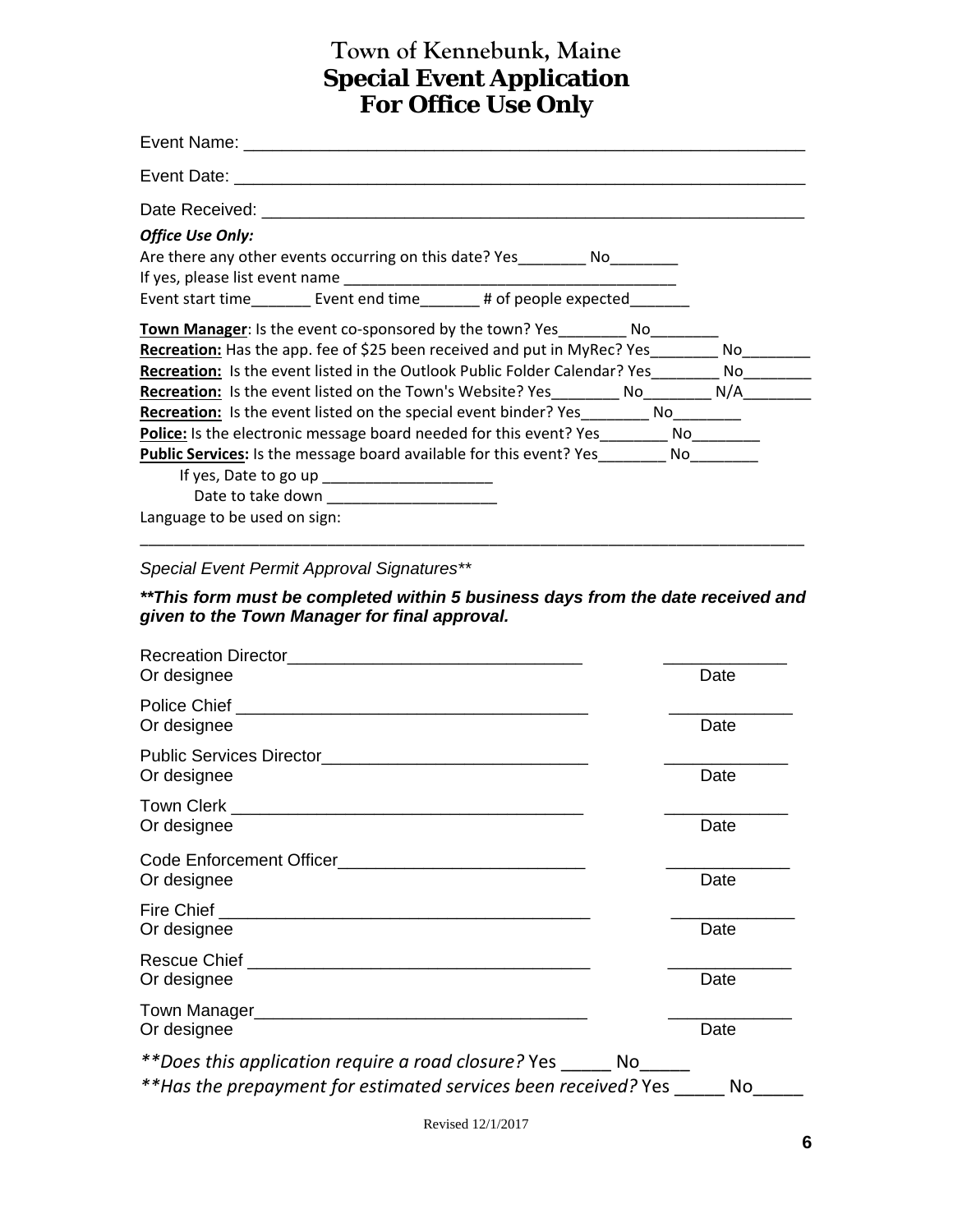# Town of Kennebunk, Maine
## Special Event Application
## For Office Use Only

Event Name: ___________________________________________________________

Event Date: ___________________________________________________________

Date Received: _________________________________________________________

***Office Use Only:***

Are there any other events occurring on this date? Yes________ No________

If yes, please list event name ________________________________________

Event start time_______ Event end time_______ # of people expected_______

**Town Manager**: Is the event co-sponsored by the town? Yes________ No________

**Recreation:** Has the app. fee of $25 been received and put in MyRec? Yes________ No________

**Recreation:** Is the event listed in the Outlook Public Folder Calendar? Yes________ No________

**Recreation:** Is the event listed on the Town's Website? Yes________ No________ N/A________

**Recreation:** Is the event listed on the special event binder? Yes________ No________

**Police:** Is the electronic message board needed for this event? Yes________ No________

**Public Services:** Is the message board available for this event? Yes________ No________

If yes, Date to go up ____________________

Date to take down ____________________

Language to be used on sign:

___________________________________________________________________________

*Special Event Permit Approval Signatures***

***\*\*This form must be completed within 5 business days from the date received and given to the Town Manager for final approval.***

Recreation Director_______________________________ _____________
Or designee Date

Police Chief _____________________________________ _____________
Or designee Date

Public Services Director____________________________ _____________
Or designee Date

Town Clerk ______________________________________ _____________
Or designee Date

Code Enforcement Officer__________________________ _____________
Or designee Date

Fire Chief _______________________________________ _____________
Or designee Date

Rescue Chief _____________________________________ _____________
Or designee Date

Town Manager____________________________________ _____________
Or designee Date

*\*\*Does this application require a road closure?* Yes _____ No_____

*\*\*Has the prepayment for estimated services been received?* Yes _____ No_____

Revised 12/1/2017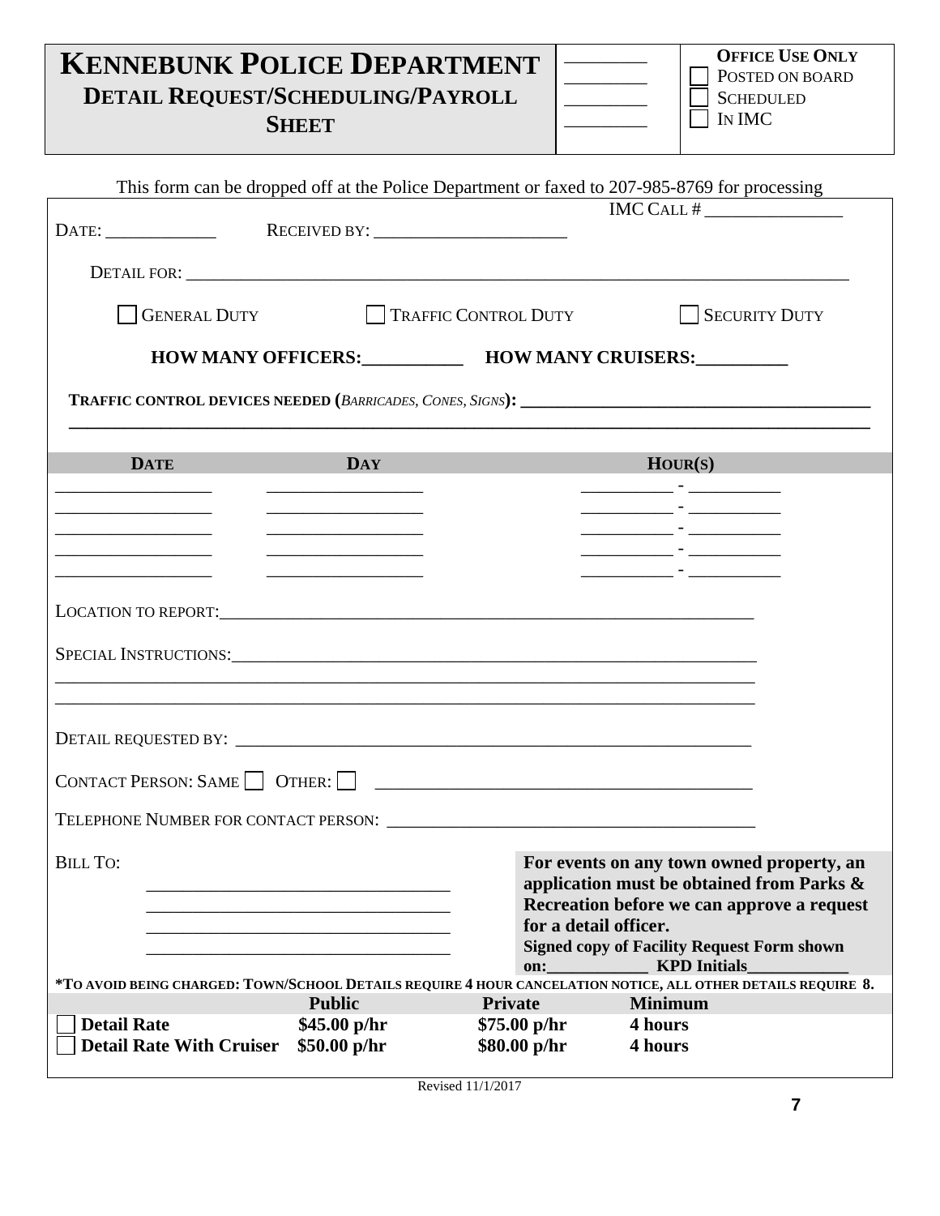# KENNEBUNK POLICE DEPARTMENT

## DETAIL REQUEST/SCHEDULING/PAYROLL SHEET

________
________
________
________

**OFFICE USE ONLY**

☐ POSTED ON BOARD
☐ SCHEDULED
☐ IN IMC

This form can be dropped off at the Police Department or faxed to 207-985-8769 for processing

IMC CALL # _______________

DATE: ____________ RECEIVED BY: _____________________

DETAIL FOR: ___________________________________________________________________________

☐ GENERAL DUTY ☐ TRAFFIC CONTROL DUTY ☐ SECURITY DUTY

**HOW MANY OFFICERS:___________ HOW MANY CRUISERS:__________**

**TRAFFIC CONTROL DEVICES NEEDED (*BARRICADES, CONES, SIGNS*): _______________________________________**
___________________________________________________________________________________________

| DATE | DAY | HOUR(S) |
|---|---|---|
| _________________ | _________________ | __________ - __________ |
| _________________ | _________________ | __________ - __________ |
| _________________ | _________________ | __________ - __________ |
| _________________ | _________________ | __________ - __________ |
| _________________ | _________________ | __________ - __________ |

LOCATION TO REPORT:______________________________________________________________

SPECIAL INSTRUCTIONS:_____________________________________________________________
_____________________________________________________________________________
_____________________________________________________________________________

DETAIL REQUESTED BY: ______________________________________________________________

CONTACT PERSON: SAME ☐ OTHER: ☐ ________________________________________

TELEPHONE NUMBER FOR CONTACT PERSON: ________________________________________

BILL TO:
__________________________________
__________________________________
__________________________________
__________________________________

**For events on any town owned property, an application must be obtained from Parks & Recreation before we can approve a request for a detail officer.**
**Signed copy of Facility Request Form shown on:____________ KPD Initials____________**

**\*TO AVOID BEING CHARGED: TOWN/SCHOOL DETAILS REQUIRE 4 HOUR CANCELATION NOTICE, ALL OTHER DETAILS REQUIRE 8.**

| | Public | Private | Minimum |
|---|---|---|---|
| ☐ **Detail Rate** | **$45.00 p/hr** | **$75.00 p/hr** | **4 hours** |
| ☐ **Detail Rate With Cruiser** | **$50.00 p/hr** | **$80.00 p/hr** | **4 hours** |

Revised 11/1/2017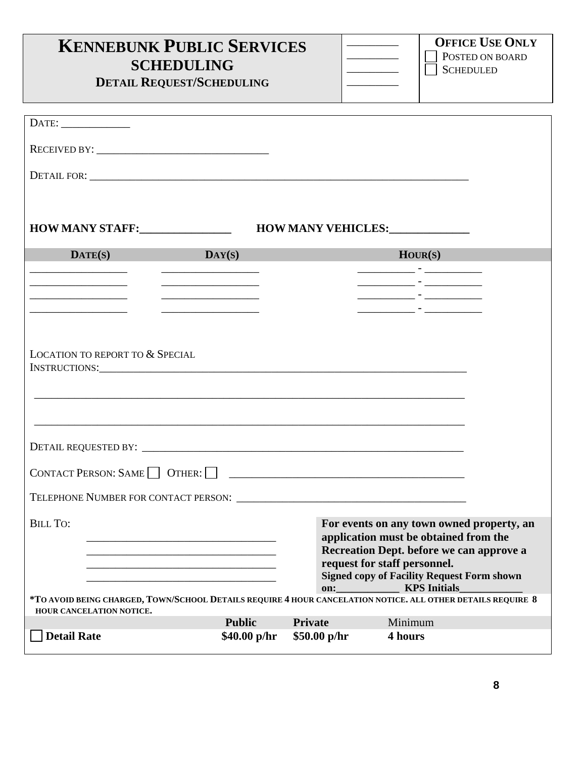# KENNEBUNK PUBLIC SERVICES SCHEDULING

## DETAIL REQUEST/SCHEDULING

________
________
________
________

**OFFICE USE ONLY**

☐ POSTED ON BOARD
☐ SCHEDULED

DATE: ____________

RECEIVED BY: ______________________________

DETAIL FOR: __________________________________________________________________

**HOW MANY STAFF:_______________ HOW MANY VEHICLES:_____________**

| DATE(S) | DAY(S) | HOUR(S) |
|---|---|---|
| ________________ | ________________ | _________ - _________ |
| ________________ | ________________ | _________ - _________ |
| ________________ | ________________ | _________ - _________ |
| ________________ | ________________ | _________ - _________ |

LOCATION TO REPORT TO & SPECIAL INSTRUCTIONS:______________________________________________________________

___________________________________________________________________________

___________________________________________________________________________

DETAIL REQUESTED BY: _________________________________________________________

CONTACT PERSON: SAME ☐ OTHER: ☐ ________________________________________

TELEPHONE NUMBER FOR CONTACT PERSON: ________________________________________

BILL TO:
________________________________
________________________________
________________________________
________________________________

**For events on any town owned property, an application must be obtained from the Recreation Dept. before we can approve a request for staff personnel.**
**Signed copy of Facility Request Form shown on:___________ KPS Initials___________**

***TO AVOID BEING CHARGED, TOWN/SCHOOL DETAILS REQUIRE 4 HOUR CANCELATION NOTICE. ALL OTHER DETAILS REQUIRE 8 HOUR CANCELATION NOTICE.**

| | Public | Private | Minimum |
|---|---|---|---|
| ☐ **Detail Rate** | **$40.00 p/hr** | **$50.00 p/hr** | **4 hours** |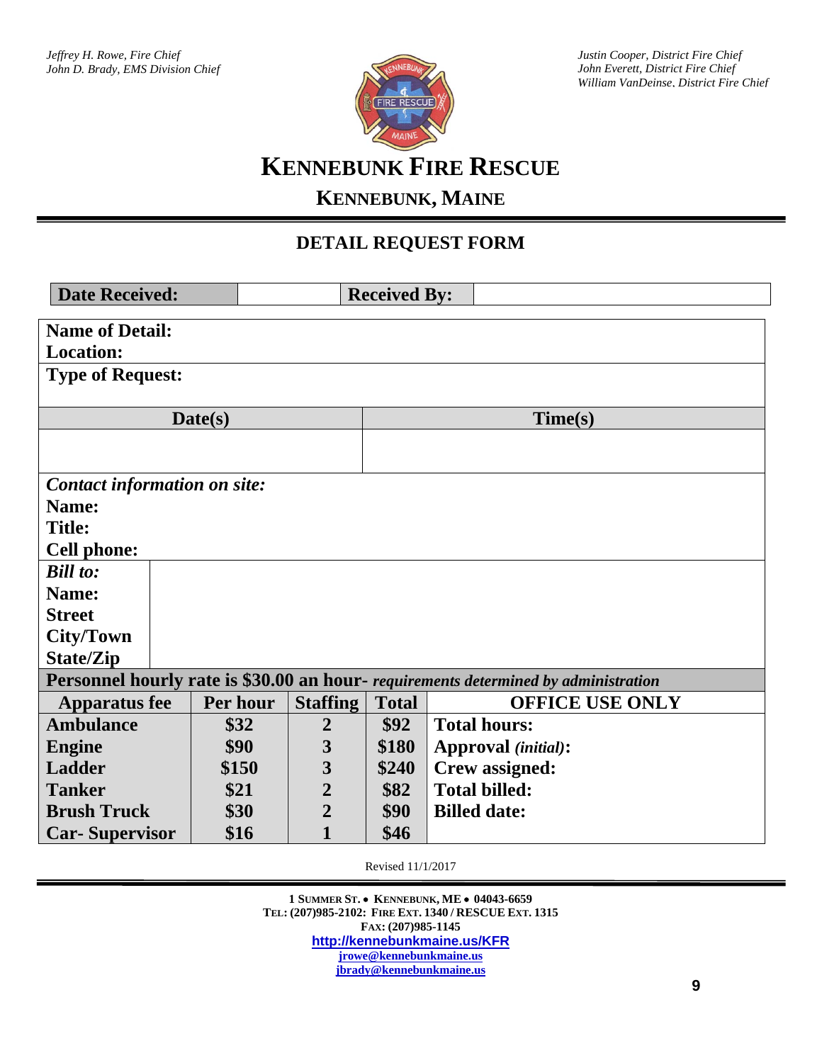*Jeffrey H. Rowe, Fire Chief*
*John D. Brady, EMS Division Chief*

*Justin Cooper, District Fire Chief*
*John Everett, District Fire Chief*
*William VanDeinse, District Fire Chief*

# KENNEBUNK FIRE RESCUE

## KENNEBUNK, MAINE

## DETAIL REQUEST FORM

| **Date Received:** | | **Received By:** | |
|---|---|---|---|

**Name of Detail:**
**Location:**

**Type of Request:**

| **Date(s)** | **Time(s)** |
|---|---|
| | |

***Contact information on site:***
**Name:**
**Title:**
**Cell phone:**

***Bill to:***
**Name:**
**Street**
**City/Town**
**State/Zip**

**Personnel hourly rate is $30.00 an hour-** ***requirements determined by administration***

| Apparatus fee | Per hour | Staffing | Total | OFFICE USE ONLY |
|---|---|---|---|---|
| **Ambulance** | **$32** | **2** | **$92** | **Total hours:** |
| **Engine** | **$90** | **3** | **$180** | **Approval** ***(initial)*****:** |
| **Ladder** | **$150** | **3** | **$240** | **Crew assigned:** |
| **Tanker** | **$21** | **2** | **$82** | **Total billed:** |
| **Brush Truck** | **$30** | **2** | **$90** | **Billed date:** |
| **Car- Supervisor** | **$16** | **1** | **$46** | |

Revised 11/1/2017

**1 SUMMER ST. • KENNEBUNK, ME • 04043-6659**
**TEL: (207)985-2102: FIRE EXT. 1340 / RESCUE EXT. 1315**
**FAX: (207)985-1145**
http://kennebunkmaine.us/KFR
jrowe@kennebunkmaine.us
jbrady@kennebunkmaine.us